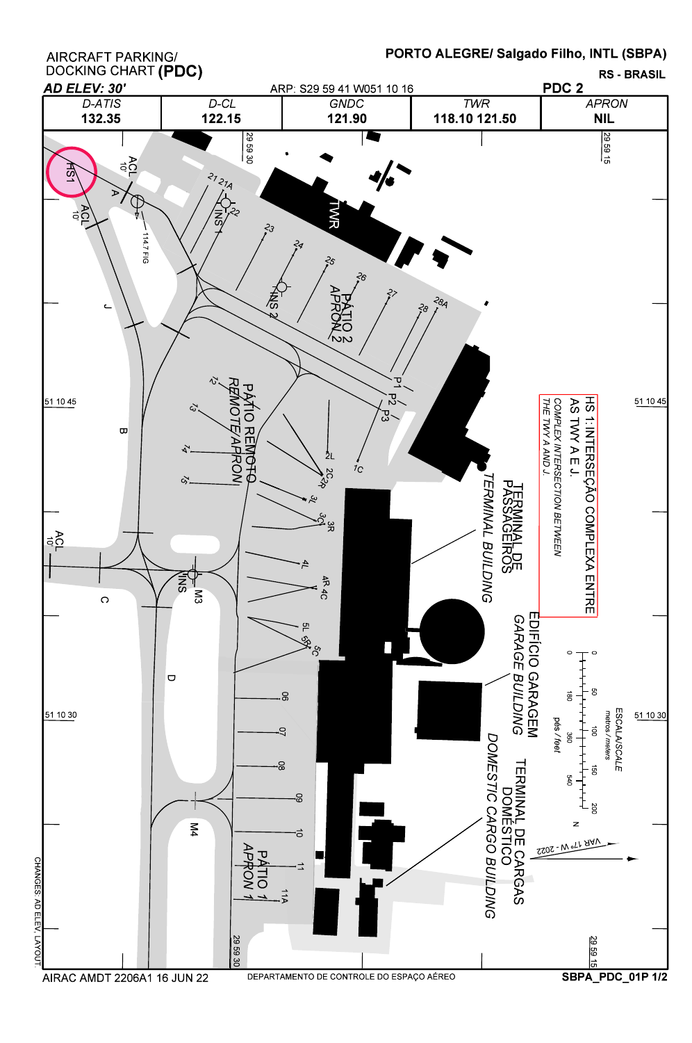# AIRCRAFT PARKING/ DOCKING CHART (PDC)

**PORTO ALEGRE/ Salgado Filho, INTL (SBPA)**

**RS - BRASIL**

***AD ELEV: 30'***

ARP: S29 59 41 W051 10 16

**PDC 2**

| D-ATIS | D-CL | GNDC | TWR | APRON |
|---|---|---|---|---|
| **132.35** | **122.15** | **121.90** | **118.10 121.50** | **NIL** |

HS 1: INTERSEÇÃO COMPLEXA ENTRE AS TWY A E J.

*COMPLEX INTERSECTION BETWEEN THE TWY A AND J.*

HS1

ACL 10'

A

J

B

C

D

M3

M4

INS

INS 1

INS 2

114.7 FIG

TWR

PÁTIO 2
APRON 2

PÁTIO REMOTO
REMOTE APRON

PÁTIO 1
APRON 1

21 21A 22 23 24 25 26 27 28 28A

P1 P2 P3

1C 2L 2C 2R 3L 3C 3R 4L 4R 4C 5L 5R 5C

t2 t3 t4 t5

06 07 08 09 10 11 11A

TERMINAL DE PASSAGEIROS
*TERMINAL BUILDING*

EDIFÍCIO GARAGEM
*GARAGE BUILDING*

TERMINAL DE CARGAS DOMÉSTICO
*DOMESTIC CARGO BUILDING*

ESCALA/SCALE
metros / meters
0 50 100 150 200
0 180 360 540
pés / feet

VAR 17° W - 2022

N

29 59 30

29 59 15

51 10 45

51 10 30

CHANGES: AD ELEV, LAYOUT.

AIRAC AMDT 2206A1 16 JUN 22

DEPARTAMENTO DE CONTROLE DO ESPAÇO AÉREO

**SBPA_PDC_01P 1/2**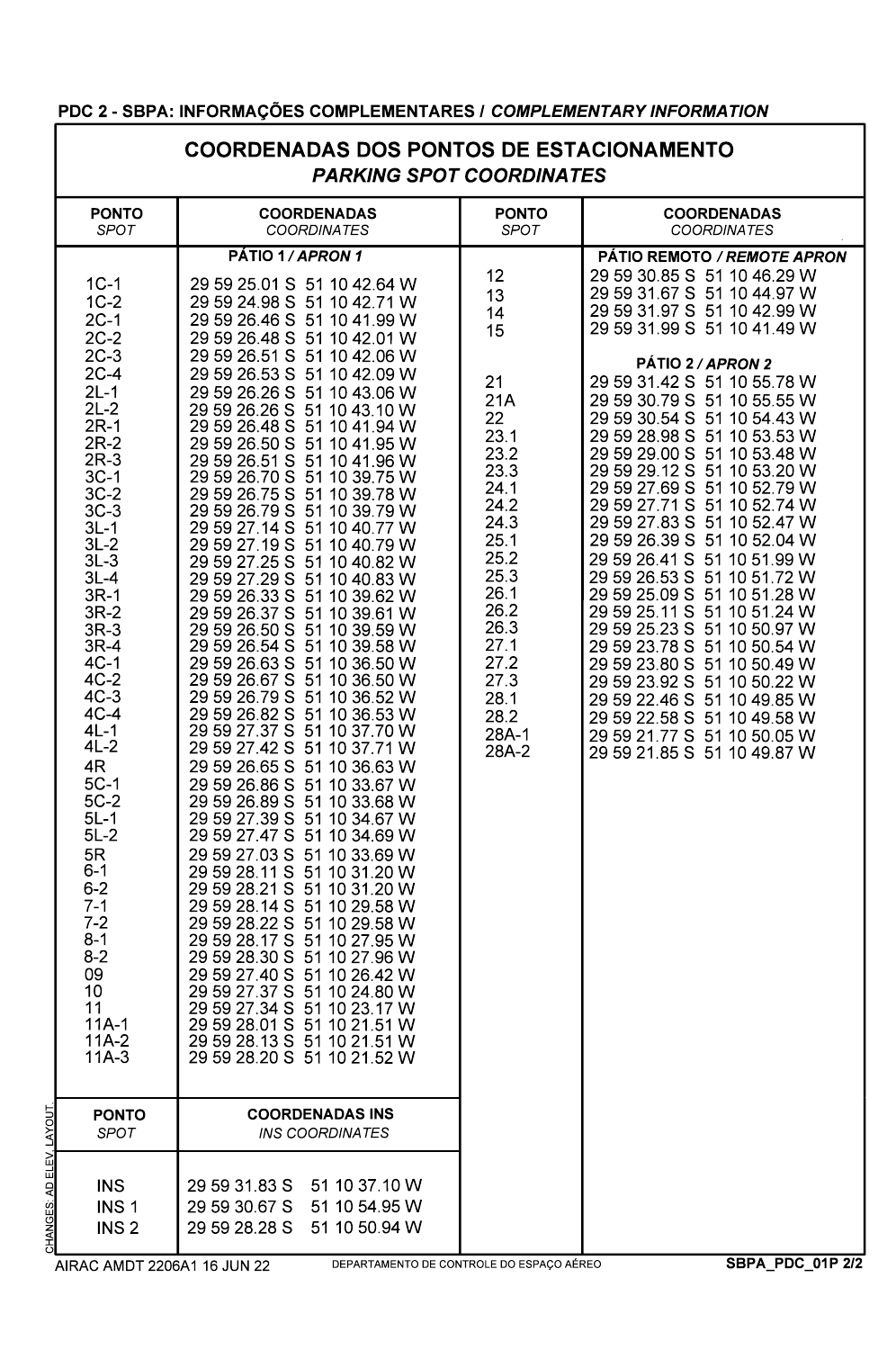PDC 2 - SBPA: INFORMAÇÕES COMPLEMENTARES / *COMPLEMENTARY INFORMATION*

## COORDENADAS DOS PONTOS DE ESTACIONAMENTO
### *PARKING SPOT COORDINATES*

| PONTO *SPOT* | COORDENADAS *COORDINATES* | PONTO *SPOT* | COORDENADAS *COORDINATES* |
|---|---|---|---|
| | **PÁTIO 1 / *APRON 1*** | | **PÁTIO REMOTO / *REMOTE APRON*** |
| 1C-1 | 29 59 25.01 S 51 10 42.64 W | 12 | 29 59 30.85 S 51 10 46.29 W |
| 1C-2 | 29 59 24.98 S 51 10 42.71 W | 13 | 29 59 31.67 S 51 10 44.97 W |
| 2C-1 | 29 59 26.46 S 51 10 41.99 W | 14 | 29 59 31.97 S 51 10 42.99 W |
| 2C-2 | 29 59 26.48 S 51 10 42.01 W | 15 | 29 59 31.99 S 51 10 41.49 W |
| 2C-3 | 29 59 26.51 S 51 10 42.06 W | | **PÁTIO 2 / *APRON 2*** |
| 2C-4 | 29 59 26.53 S 51 10 42.09 W | 21 | 29 59 31.42 S 51 10 55.78 W |
| 2L-1 | 29 59 26.26 S 51 10 43.06 W | 21A | 29 59 30.79 S 51 10 55.55 W |
| 2L-2 | 29 59 26.26 S 51 10 43.10 W | 22 | 29 59 30.54 S 51 10 54.43 W |
| 2R-1 | 29 59 26.48 S 51 10 41.94 W | 23.1 | 29 59 28.98 S 51 10 53.53 W |
| 2R-2 | 29 59 26.50 S 51 10 41.95 W | 23.2 | 29 59 29.00 S 51 10 53.48 W |
| 2R-3 | 29 59 26.51 S 51 10 41.96 W | 23.3 | 29 59 29.12 S 51 10 53.20 W |
| 3C-1 | 29 59 26.70 S 51 10 39.75 W | 24.1 | 29 59 27.69 S 51 10 52.79 W |
| 3C-2 | 29 59 26.75 S 51 10 39.78 W | 24.2 | 29 59 27.71 S 51 10 52.74 W |
| 3C-3 | 29 59 26.79 S 51 10 39.79 W | 24.3 | 29 59 27.83 S 51 10 52.47 W |
| 3L-1 | 29 59 27.14 S 51 10 40.77 W | 25.1 | 29 59 26.39 S 51 10 52.04 W |
| 3L-2 | 29 59 27.19 S 51 10 40.79 W | 25.2 | 29 59 26.41 S 51 10 51.99 W |
| 3L-3 | 29 59 27.25 S 51 10 40.82 W | 25.3 | 29 59 26.53 S 51 10 51.72 W |
| 3L-4 | 29 59 27.29 S 51 10 40.83 W | 26.1 | 29 59 25.09 S 51 10 51.28 W |
| 3R-1 | 29 59 26.33 S 51 10 39.62 W | 26.2 | 29 59 25.11 S 51 10 51.24 W |
| 3R-2 | 29 59 26.37 S 51 10 39.61 W | 26.3 | 29 59 25.23 S 51 10 50.97 W |
| 3R-3 | 29 59 26.50 S 51 10 39.59 W | 27.1 | 29 59 23.78 S 51 10 50.54 W |
| 3R-4 | 29 59 26.54 S 51 10 39.58 W | 27.2 | 29 59 23.80 S 51 10 50.49 W |
| 4C-1 | 29 59 26.63 S 51 10 36.50 W | 27.3 | 29 59 23.92 S 51 10 50.22 W |
| 4C-2 | 29 59 26.67 S 51 10 36.50 W | 28.1 | 29 59 22.46 S 51 10 49.85 W |
| 4C-3 | 29 59 26.79 S 51 10 36.52 W | 28.2 | 29 59 22.58 S 51 10 49.58 W |
| 4C-4 | 29 59 26.82 S 51 10 36.53 W | 28A-1 | 29 59 21.77 S 51 10 50.05 W |
| 4L-1 | 29 59 27.37 S 51 10 37.70 W | 28A-2 | 29 59 21.85 S 51 10 49.87 W |
| 4L-2 | 29 59 27.42 S 51 10 37.71 W | | |
| 4R | 29 59 26.65 S 51 10 36.63 W | | |
| 5C-1 | 29 59 26.86 S 51 10 33.67 W | | |
| 5C-2 | 29 59 26.89 S 51 10 33.68 W | | |
| 5L-1 | 29 59 27.39 S 51 10 34.67 W | | |
| 5L-2 | 29 59 27.47 S 51 10 34.69 W | | |
| 5R | 29 59 27.03 S 51 10 33.69 W | | |
| 6-1 | 29 59 28.11 S 51 10 31.20 W | | |
| 6-2 | 29 59 28.21 S 51 10 31.20 W | | |
| 7-1 | 29 59 28.14 S 51 10 29.58 W | | |
| 7-2 | 29 59 28.22 S 51 10 29.58 W | | |
| 8-1 | 29 59 28.17 S 51 10 27.95 W | | |
| 8-2 | 29 59 28.30 S 51 10 27.96 W | | |
| 09 | 29 59 27.40 S 51 10 26.42 W | | |
| 10 | 29 59 27.37 S 51 10 24.80 W | | |
| 11 | 29 59 27.34 S 51 10 23.17 W | | |
| 11A-1 | 29 59 28.01 S 51 10 21.51 W | | |
| 11A-2 | 29 59 28.13 S 51 10 21.51 W | | |
| 11A-3 | 29 59 28.20 S 51 10 21.52 W | | |

| PONTO *SPOT* | COORDENADAS INS *INS COORDINATES* |
|---|---|
| INS | 29 59 31.83 S 51 10 37.10 W |
| INS 1 | 29 59 30.67 S 51 10 54.95 W |
| INS 2 | 29 59 28.28 S 51 10 50.94 W |

CHANGES: AD ELEV, LAYOUT.

AIRAC AMDT 2206A1 16 JUN 22 — DEPARTAMENTO DE CONTROLE DO ESPAÇO AÉREO — SBPA_PDC_01P 2/2